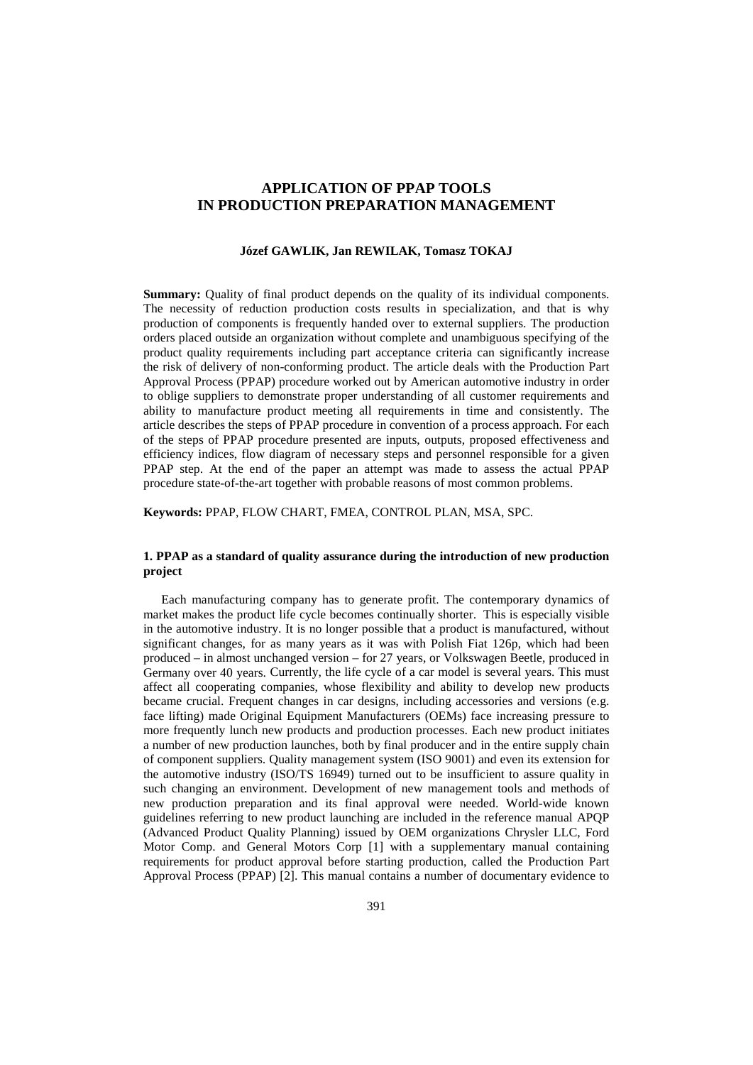# APPLICATION OF PPAP TOOLS IN PRODUCTION PREPARATION MANAGEMENT

**Józef GAWLIK, Jan REWILAK, Tomasz TOKAJ**

**Summary:** Quality of final product depends on the quality of its individual components. The necessity of reduction production costs results in specialization, and that is why production of components is frequently handed over to external suppliers. The production orders placed outside an organization without complete and unambiguous specifying of the product quality requirements including part acceptance criteria can significantly increase the risk of delivery of non-conforming product. The article deals with the Production Part Approval Process (PPAP) procedure worked out by American automotive industry in order to oblige suppliers to demonstrate proper understanding of all customer requirements and ability to manufacture product meeting all requirements in time and consistently. The article describes the steps of PPAP procedure in convention of a process approach. For each of the steps of PPAP procedure presented are inputs, outputs, proposed effectiveness and efficiency indices, flow diagram of necessary steps and personnel responsible for a given PPAP step. At the end of the paper an attempt was made to assess the actual PPAP procedure state-of-the-art together with probable reasons of most common problems.

**Keywords:** PPAP, FLOW CHART, FMEA, CONTROL PLAN, MSA, SPC.

## 1. PPAP as a standard of quality assurance during the introduction of new production project

Each manufacturing company has to generate profit. The contemporary dynamics of market makes the product life cycle becomes continually shorter. This is especially visible in the automotive industry. It is no longer possible that a product is manufactured, without significant changes, for as many years as it was with Polish Fiat 126p, which had been produced – in almost unchanged version – for 27 years, or Volkswagen Beetle, produced in Germany over 40 years. Currently, the life cycle of a car model is several years. This must affect all cooperating companies, whose flexibility and ability to develop new products became crucial. Frequent changes in car designs, including accessories and versions (e.g. face lifting) made Original Equipment Manufacturers (OEMs) face increasing pressure to more frequently lunch new products and production processes. Each new product initiates a number of new production launches, both by final producer and in the entire supply chain of component suppliers. Quality management system (ISO 9001) and even its extension for the automotive industry (ISO/TS 16949) turned out to be insufficient to assure quality in such changing an environment. Development of new management tools and methods of new production preparation and its final approval were needed. World-wide known guidelines referring to new product launching are included in the reference manual APQP (Advanced Product Quality Planning) issued by OEM organizations Chrysler LLC, Ford Motor Comp. and General Motors Corp [1] with a supplementary manual containing requirements for product approval before starting production, called the Production Part Approval Process (PPAP) [2]. This manual contains a number of documentary evidence to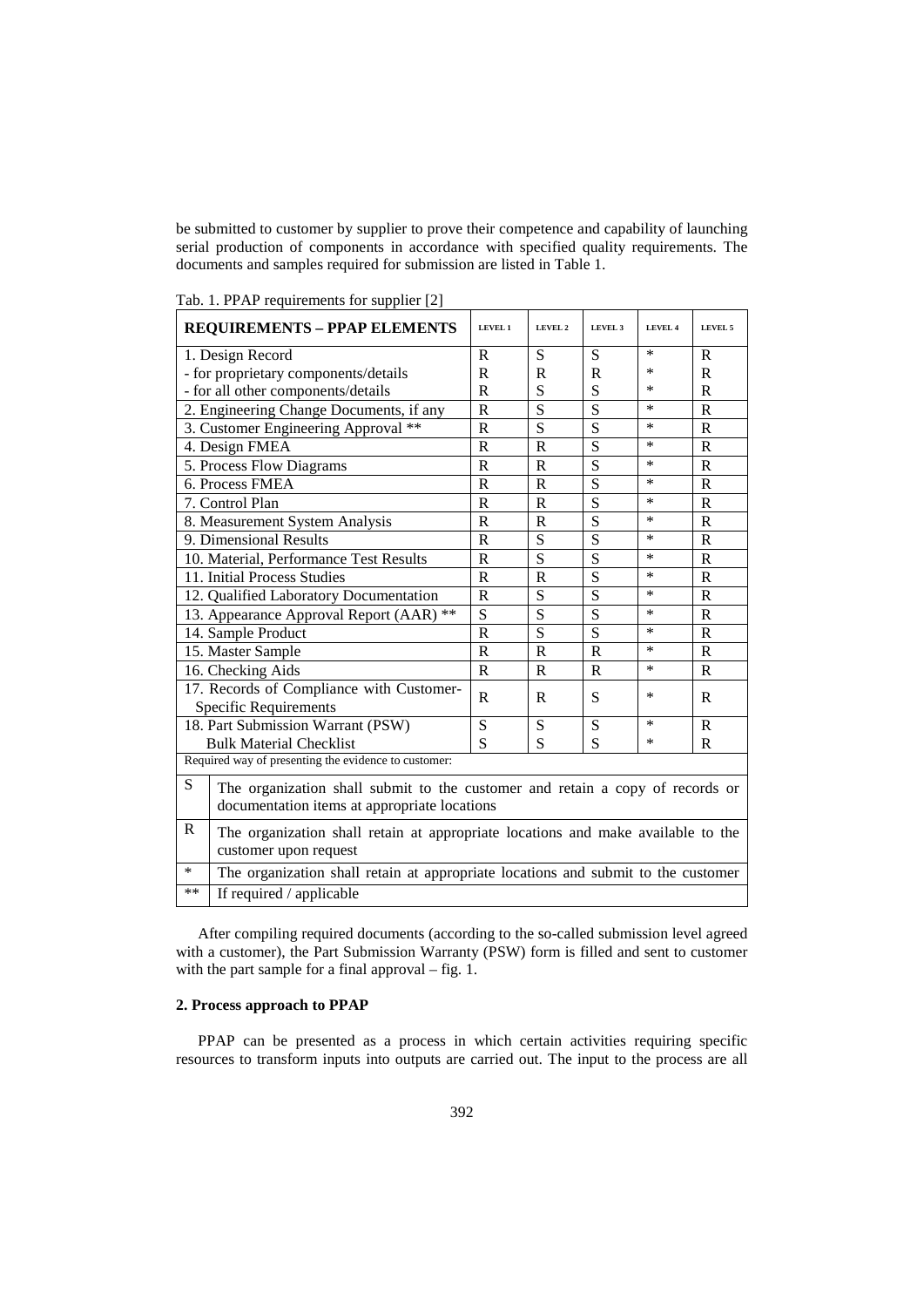be submitted to customer by supplier to prove their competence and capability of launching serial production of components in accordance with specified quality requirements. The documents and samples required for submission are listed in Table 1.

Tab. 1. PPAP requirements for supplier [2]

| REQUIREMENTS – PPAP ELEMENTS | LEVEL 1 | LEVEL 2 | LEVEL 3 | LEVEL 4 | LEVEL 5 |
|---|---|---|---|---|---|
| 1. Design Record | R | S | S | * | R |
| - for proprietary components/details | R | R | R | * | R |
| - for all other components/details | R | S | S | * | R |
| 2. Engineering Change Documents, if any | R | S | S | * | R |
| 3. Customer Engineering Approval ** | R | S | S | * | R |
| 4. Design FMEA | R | R | S | * | R |
| 5. Process Flow Diagrams | R | R | S | * | R |
| 6. Process FMEA | R | R | S | * | R |
| 7. Control Plan | R | R | S | * | R |
| 8. Measurement System Analysis | R | R | S | * | R |
| 9. Dimensional Results | R | S | S | * | R |
| 10. Material, Performance Test Results | R | S | S | * | R |
| 11. Initial Process Studies | R | R | S | * | R |
| 12. Qualified Laboratory Documentation | R | S | S | * | R |
| 13. Appearance Approval Report (AAR) ** | S | S | S | * | R |
| 14. Sample Product | R | S | S | * | R |
| 15. Master Sample | R | R | R | * | R |
| 16. Checking Aids | R | R | R | * | R |
| 17. Records of Compliance with Customer-Specific Requirements | R | R | S | * | R |
| 18. Part Submission Warrant (PSW) | S | S | S | * | R |
| Bulk Material Checklist | S | S | S | * | R |

Required way of presenting the evidence to customer:

| | |
|---|---|
| S | The organization shall submit to the customer and retain a copy of records or documentation items at appropriate locations |
| R | The organization shall retain at appropriate locations and make available to the customer upon request |
| * | The organization shall retain at appropriate locations and submit to the customer |
| ** | If required / applicable |

After compiling required documents (according to the so-called submission level agreed with a customer), the Part Submission Warranty (PSW) form is filled and sent to customer with the part sample for a final approval – fig. 1.

### 2. Process approach to PPAP

PPAP can be presented as a process in which certain activities requiring specific resources to transform inputs into outputs are carried out. The input to the process are all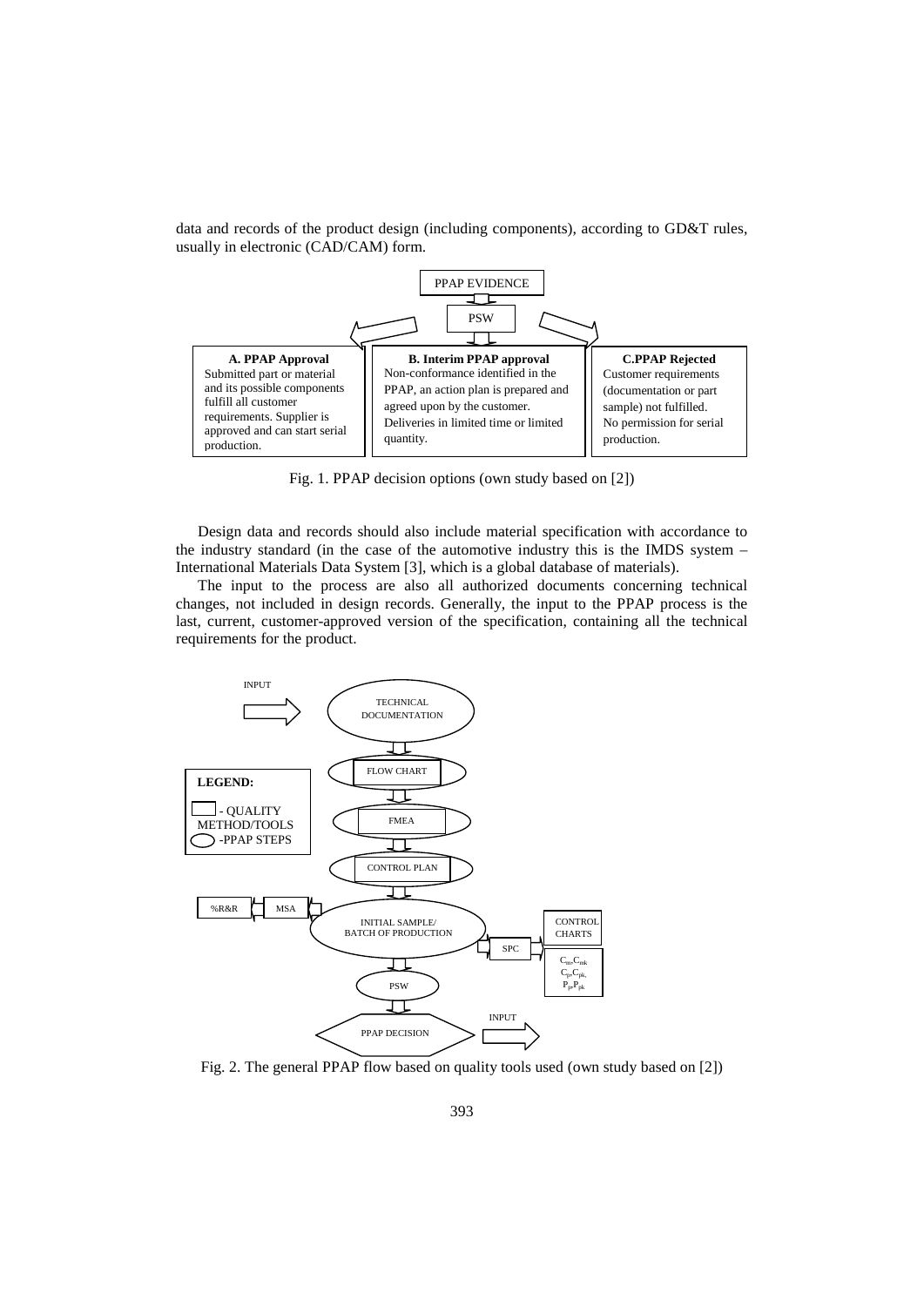data and records of the product design (including components), according to GD&T rules, usually in electronic (CAD/CAM) form.

PPAP EVIDENCE

PSW

**A. PPAP Approval**
Submitted part or material and its possible components fulfill all customer requirements. Supplier is approved and can start serial production.

**B. Interim PPAP approval**
Non-conformance identified in the PPAP, an action plan is prepared and agreed upon by the customer. Deliveries in limited time or limited quantity.

**C.PPAP Rejected**
Customer requirements (documentation or part sample) not fulfilled. No permission for serial production.

Fig. 1. PPAP decision options (own study based on [2])

Design data and records should also include material specification with accordance to the industry standard (in the case of the automotive industry this is the IMDS system – International Materials Data System [3], which is a global database of materials).

The input to the process are also all authorized documents concerning technical changes, not included in design records. Generally, the input to the PPAP process is the last, current, customer-approved version of the specification, containing all the technical requirements for the product.

INPUT

TECHNICAL DOCUMENTATION

FLOW CHART

FMEA

CONTROL PLAN

%R&R

MSA

INITIAL SAMPLE/ BATCH OF PRODUCTION

SPC

CONTROL CHARTS

$C_m, C_{mk}$ $C_p, C_{pk},$ $P_p, P_{pk}$

PSW

PPAP DECISION

INPUT

**LEGEND:**
- QUALITY METHOD/TOOLS
- PPAP STEPS

Fig. 2. The general PPAP flow based on quality tools used (own study based on [2])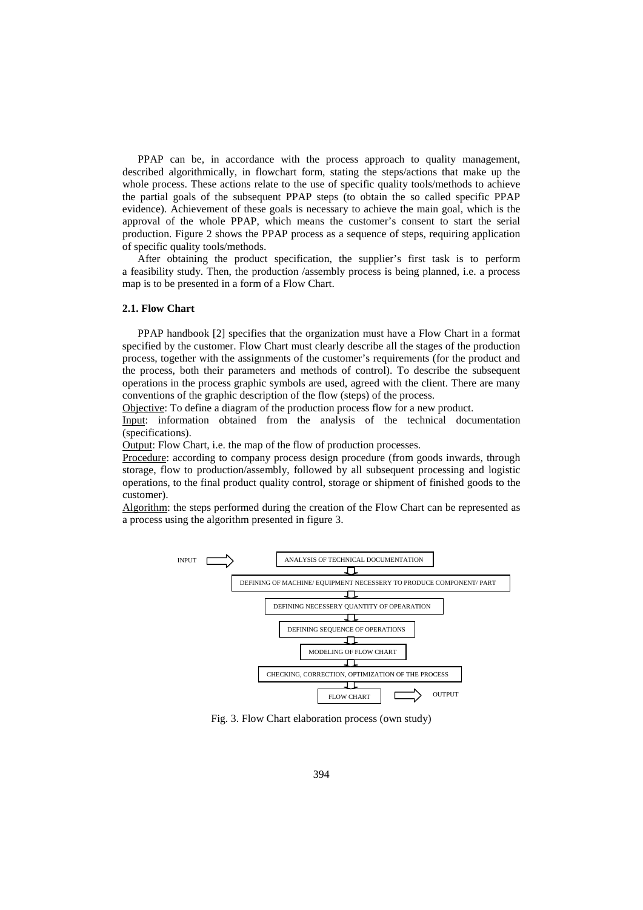PPAP can be, in accordance with the process approach to quality management, described algorithmically, in flowchart form, stating the steps/actions that make up the whole process. These actions relate to the use of specific quality tools/methods to achieve the partial goals of the subsequent PPAP steps (to obtain the so called specific PPAP evidence). Achievement of these goals is necessary to achieve the main goal, which is the approval of the whole PPAP, which means the customer's consent to start the serial production. Figure 2 shows the PPAP process as a sequence of steps, requiring application of specific quality tools/methods.

After obtaining the product specification, the supplier's first task is to perform a feasibility study. Then, the production /assembly process is being planned, i.e. a process map is to be presented in a form of a Flow Chart.

### 2.1. Flow Chart

PPAP handbook [2] specifies that the organization must have a Flow Chart in a format specified by the customer. Flow Chart must clearly describe all the stages of the production process, together with the assignments of the customer's requirements (for the product and the process, both their parameters and methods of control). To describe the subsequent operations in the process graphic symbols are used, agreed with the client. There are many conventions of the graphic description of the flow (steps) of the process.

Objective: To define a diagram of the production process flow for a new product.

Input: information obtained from the analysis of the technical documentation (specifications).

Output: Flow Chart, i.e. the map of the flow of production processes.

Procedure: according to company process design procedure (from goods inwards, through storage, flow to production/assembly, followed by all subsequent processing and logistic operations, to the final product quality control, storage or shipment of finished goods to the customer).

Algorithm: the steps performed during the creation of the Flow Chart can be represented as a process using the algorithm presented in figure 3.

INPUT ⇒ ANALYSIS OF TECHNICAL DOCUMENTATION
⇓
DEFINING OF MACHINE/ EQUIPMENT NECESSERY TO PRODUCE COMPONENT/ PART
⇓
DEFINING NECESSERY QUANTITY OF OPEARATION
⇓
DEFINING SEQUENCE OF OPERATIONS
⇓
MODELING OF FLOW CHART
⇓
CHECKING, CORRECTION, OPTIMIZATION OF THE PROCESS
⇓
FLOW CHART ⇒ OUTPUT

Fig. 3. Flow Chart elaboration process (own study)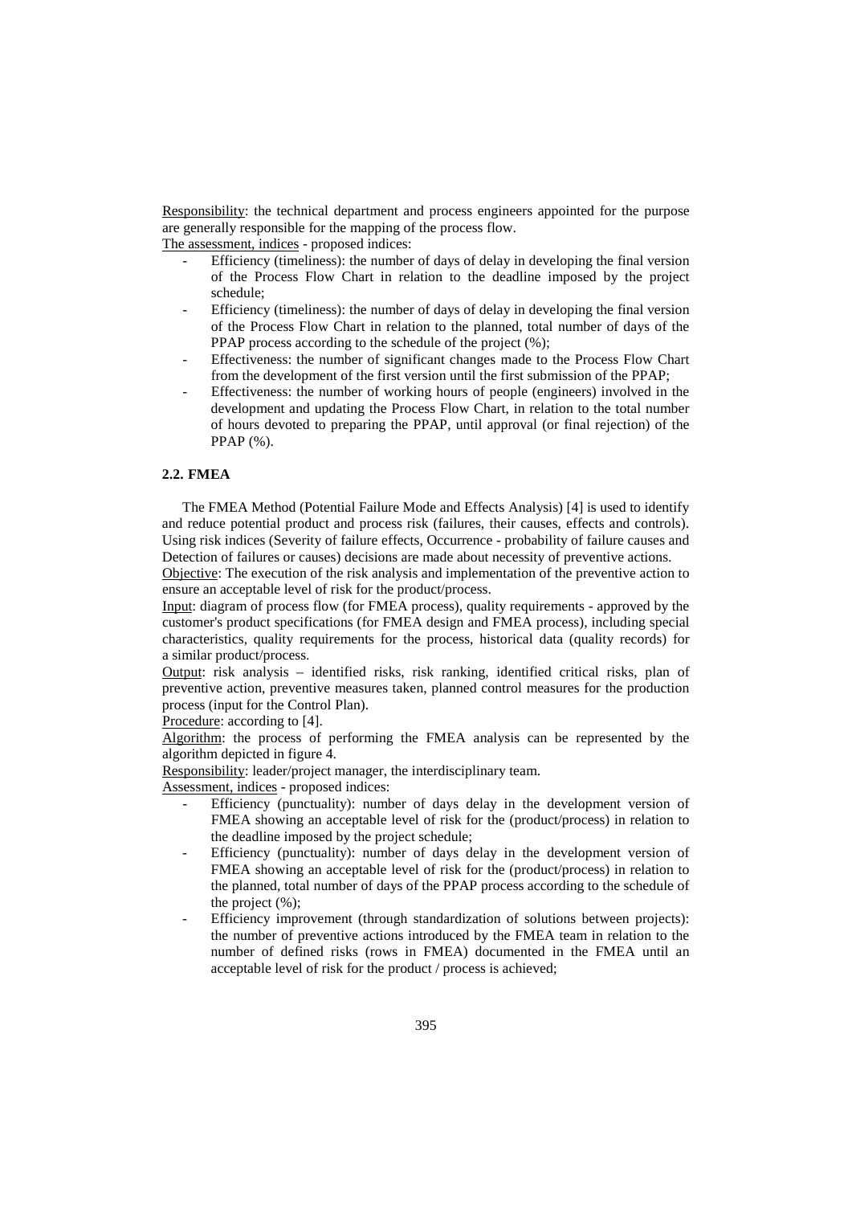Responsibility: the technical department and process engineers appointed for the purpose are generally responsible for the mapping of the process flow.

The assessment, indices - proposed indices:

- Efficiency (timeliness): the number of days of delay in developing the final version of the Process Flow Chart in relation to the deadline imposed by the project schedule;
- Efficiency (timeliness): the number of days of delay in developing the final version of the Process Flow Chart in relation to the planned, total number of days of the PPAP process according to the schedule of the project (%);
- Effectiveness: the number of significant changes made to the Process Flow Chart from the development of the first version until the first submission of the PPAP;
- Effectiveness: the number of working hours of people (engineers) involved in the development and updating the Process Flow Chart, in relation to the total number of hours devoted to preparing the PPAP, until approval (or final rejection) of the PPAP (%).

### 2.2. FMEA

The FMEA Method (Potential Failure Mode and Effects Analysis) [4] is used to identify and reduce potential product and process risk (failures, their causes, effects and controls). Using risk indices (Severity of failure effects, Occurrence - probability of failure causes and Detection of failures or causes) decisions are made about necessity of preventive actions.

Objective: The execution of the risk analysis and implementation of the preventive action to ensure an acceptable level of risk for the product/process.

Input: diagram of process flow (for FMEA process), quality requirements - approved by the customer's product specifications (for FMEA design and FMEA process), including special characteristics, quality requirements for the process, historical data (quality records) for a similar product/process.

Output: risk analysis – identified risks, risk ranking, identified critical risks, plan of preventive action, preventive measures taken, planned control measures for the production process (input for the Control Plan).

Procedure: according to [4].

Algorithm: the process of performing the FMEA analysis can be represented by the algorithm depicted in figure 4.

Responsibility: leader/project manager, the interdisciplinary team.

Assessment, indices - proposed indices:

- Efficiency (punctuality): number of days delay in the development version of FMEA showing an acceptable level of risk for the (product/process) in relation to the deadline imposed by the project schedule;
- Efficiency (punctuality): number of days delay in the development version of FMEA showing an acceptable level of risk for the (product/process) in relation to the planned, total number of days of the PPAP process according to the schedule of the project (%);
- Efficiency improvement (through standardization of solutions between projects): the number of preventive actions introduced by the FMEA team in relation to the number of defined risks (rows in FMEA) documented in the FMEA until an acceptable level of risk for the product / process is achieved;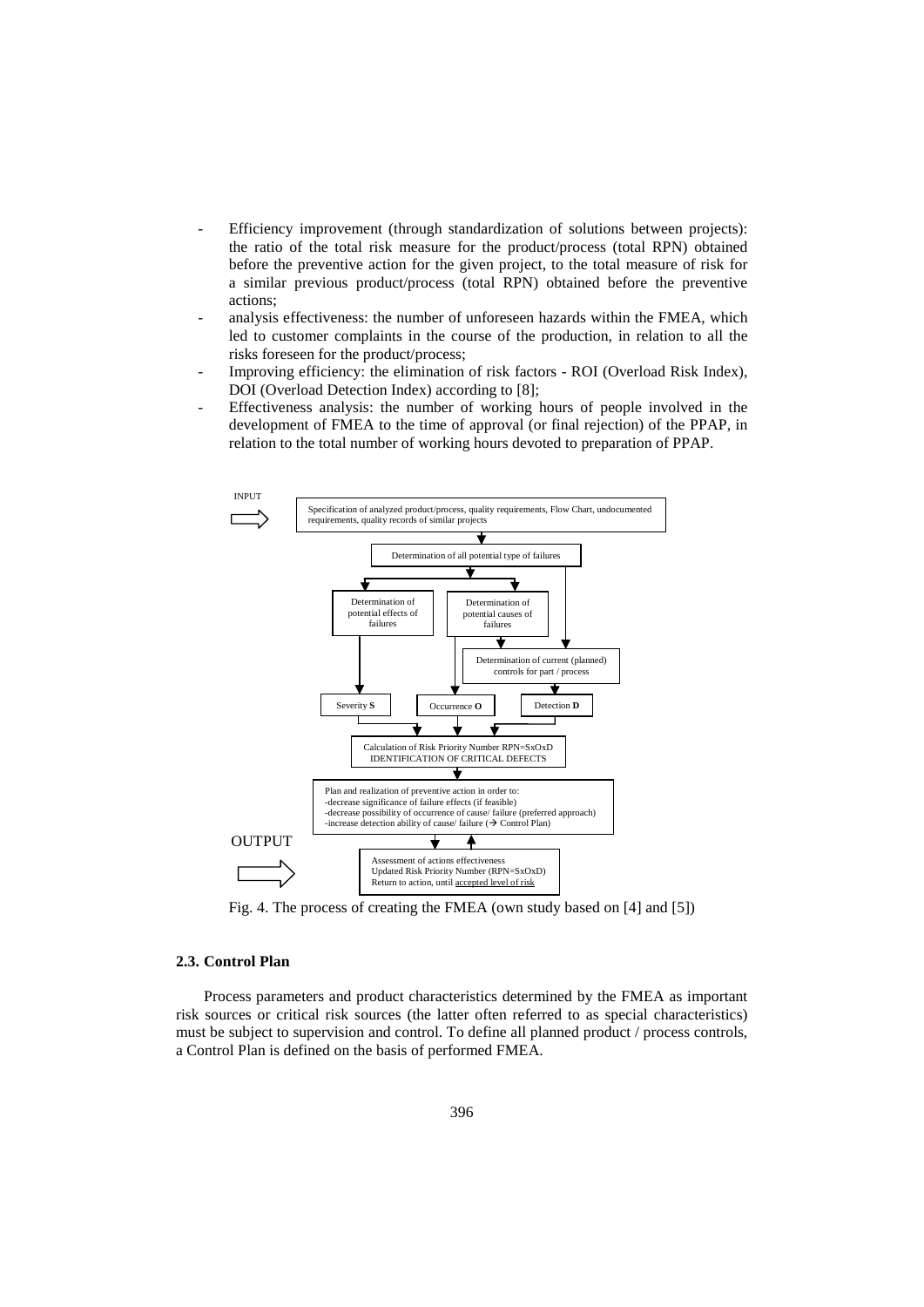- Efficiency improvement (through standardization of solutions between projects): the ratio of the total risk measure for the product/process (total RPN) obtained before the preventive action for the given project, to the total measure of risk for a similar previous product/process (total RPN) obtained before the preventive actions;
- analysis effectiveness: the number of unforeseen hazards within the FMEA, which led to customer complaints in the course of the production, in relation to all the risks foreseen for the product/process;
- Improving efficiency: the elimination of risk factors - ROI (Overload Risk Index), DOI (Overload Detection Index) according to [8];
- Effectiveness analysis: the number of working hours of people involved in the development of FMEA to the time of approval (or final rejection) of the PPAP, in relation to the total number of working hours devoted to preparation of PPAP.

INPUT

Specification of analyzed product/process, quality requirements, Flow Chart, undocumented requirements, quality records of similar projects

Determination of all potential type of failures

Determination of potential effects of failures

Determination of potential causes of failures

Determination of current (planned) controls for part / process

Severity **S**

Occurrence **O**

Detection **D**

Calculation of Risk Priority Number RPN=SxOxD
IDENTIFICATION OF CRITICAL DEFECTS

Plan and realization of preventive action in order to:
-decrease significance of failure effects (if feasible)
-decrease possibility of occurrence of cause/ failure (preferred approach)
-increase detection ability of cause/ failure (→ Control Plan)

OUTPUT

Assessment of actions effectiveness
Updated Risk Priority Number (RPN=SxOxD)
Return to action, until accepted level of risk

Fig. 4. The process of creating the FMEA (own study based on [4] and [5])

### 2.3. Control Plan

Process parameters and product characteristics determined by the FMEA as important risk sources or critical risk sources (the latter often referred to as special characteristics) must be subject to supervision and control. To define all planned product / process controls, a Control Plan is defined on the basis of performed FMEA.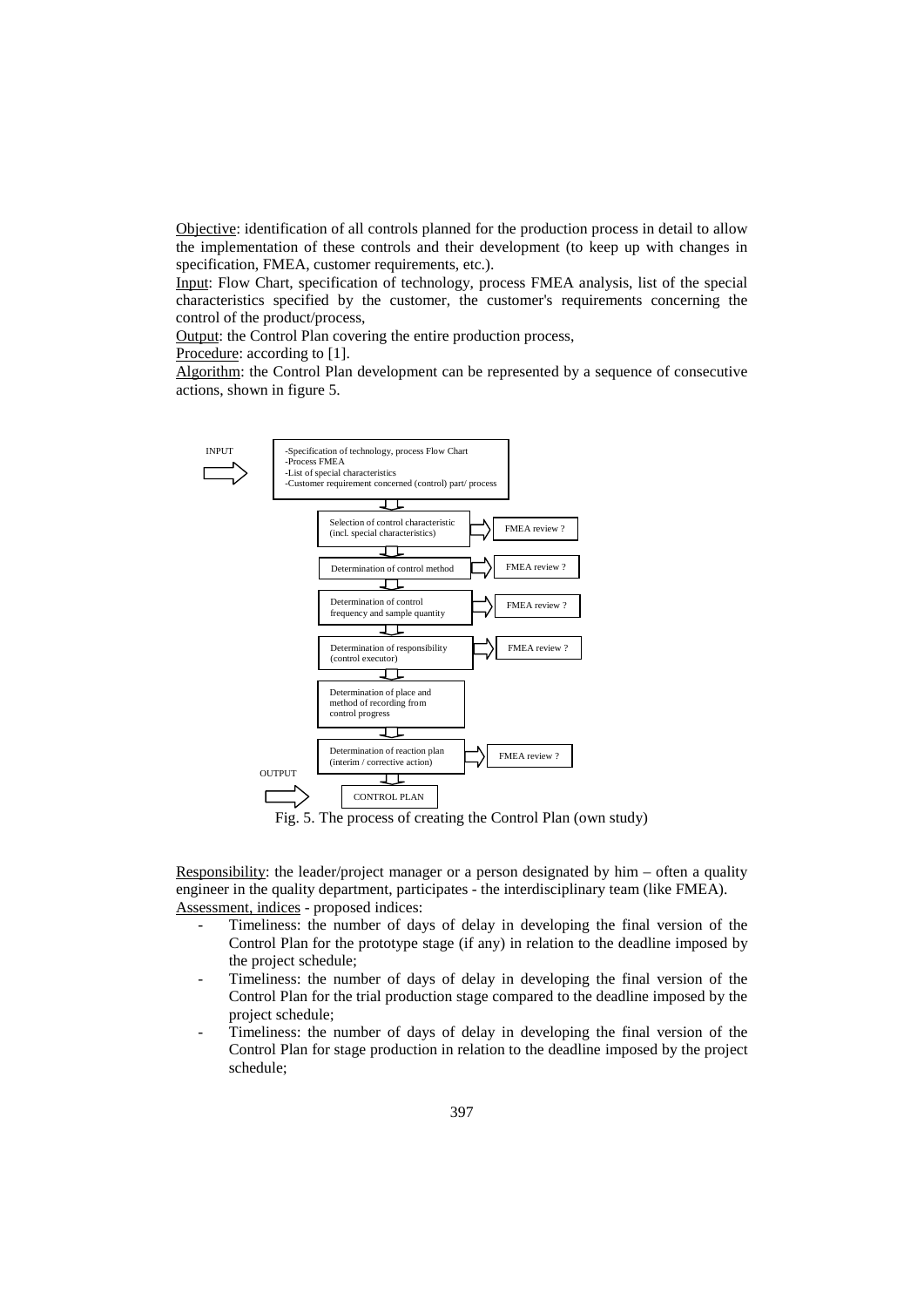Objective: identification of all controls planned for the production process in detail to allow the implementation of these controls and their development (to keep up with changes in specification, FMEA, customer requirements, etc.).

Input: Flow Chart, specification of technology, process FMEA analysis, list of the special characteristics specified by the customer, the customer's requirements concerning the control of the product/process,

Output: the Control Plan covering the entire production process,

Procedure: according to [1].

Algorithm: the Control Plan development can be represented by a sequence of consecutive actions, shown in figure 5.

INPUT

- Specification of technology, process Flow Chart
- Process FMEA
- List of special characteristics
- Customer requirement concerned (control) part/ process

Selection of control characteristic (incl. special characteristics) → FMEA review ?

Determination of control method → FMEA review ?

Determination of control frequency and sample quantity → FMEA review ?

Determination of responsibility (control executor) → FMEA review ?

Determination of place and method of recording from control progress

Determination of reaction plan (interim / corrective action) → FMEA review ?

OUTPUT

CONTROL PLAN

Fig. 5. The process of creating the Control Plan (own study)

Responsibility: the leader/project manager or a person designated by him – often a quality engineer in the quality department, participates - the interdisciplinary team (like FMEA).

Assessment, indices - proposed indices:

- Timeliness: the number of days of delay in developing the final version of the Control Plan for the prototype stage (if any) in relation to the deadline imposed by the project schedule;
- Timeliness: the number of days of delay in developing the final version of the Control Plan for the trial production stage compared to the deadline imposed by the project schedule;
- Timeliness: the number of days of delay in developing the final version of the Control Plan for stage production in relation to the deadline imposed by the project schedule;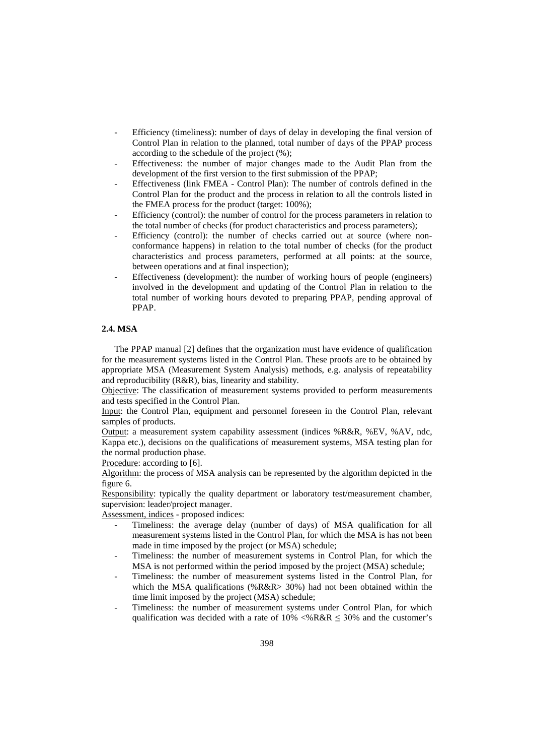- Efficiency (timeliness): number of days of delay in developing the final version of Control Plan in relation to the planned, total number of days of the PPAP process according to the schedule of the project (%);
- Effectiveness: the number of major changes made to the Audit Plan from the development of the first version to the first submission of the PPAP;
- Effectiveness (link FMEA - Control Plan): The number of controls defined in the Control Plan for the product and the process in relation to all the controls listed in the FMEA process for the product (target: 100%);
- Efficiency (control): the number of control for the process parameters in relation to the total number of checks (for product characteristics and process parameters);
- Efficiency (control): the number of checks carried out at source (where non-conformance happens) in relation to the total number of checks (for the product characteristics and process parameters, performed at all points: at the source, between operations and at final inspection);
- Effectiveness (development): the number of working hours of people (engineers) involved in the development and updating of the Control Plan in relation to the total number of working hours devoted to preparing PPAP, pending approval of PPAP.

### 2.4. MSA

The PPAP manual [2] defines that the organization must have evidence of qualification for the measurement systems listed in the Control Plan. These proofs are to be obtained by appropriate MSA (Measurement System Analysis) methods, e.g. analysis of repeatability and reproducibility (R&R), bias, linearity and stability.

Objective: The classification of measurement systems provided to perform measurements and tests specified in the Control Plan.

Input: the Control Plan, equipment and personnel foreseen in the Control Plan, relevant samples of products.

Output: a measurement system capability assessment (indices %R&R, %EV, %AV, ndc, Kappa etc.), decisions on the qualifications of measurement systems, MSA testing plan for the normal production phase.

Procedure: according to [6].

Algorithm: the process of MSA analysis can be represented by the algorithm depicted in the figure 6.

Responsibility: typically the quality department or laboratory test/measurement chamber, supervision: leader/project manager.

Assessment, indices - proposed indices:

- Timeliness: the average delay (number of days) of MSA qualification for all measurement systems listed in the Control Plan, for which the MSA is has not been made in time imposed by the project (or MSA) schedule;
- Timeliness: the number of measurement systems in Control Plan, for which the MSA is not performed within the period imposed by the project (MSA) schedule;
- Timeliness: the number of measurement systems listed in the Control Plan, for which the MSA qualifications (%R&R> 30%) had not been obtained within the time limit imposed by the project (MSA) schedule;
- Timeliness: the number of measurement systems under Control Plan, for which qualification was decided with a rate of $10\% < \%R\&R \leq 30\%$ and the customer's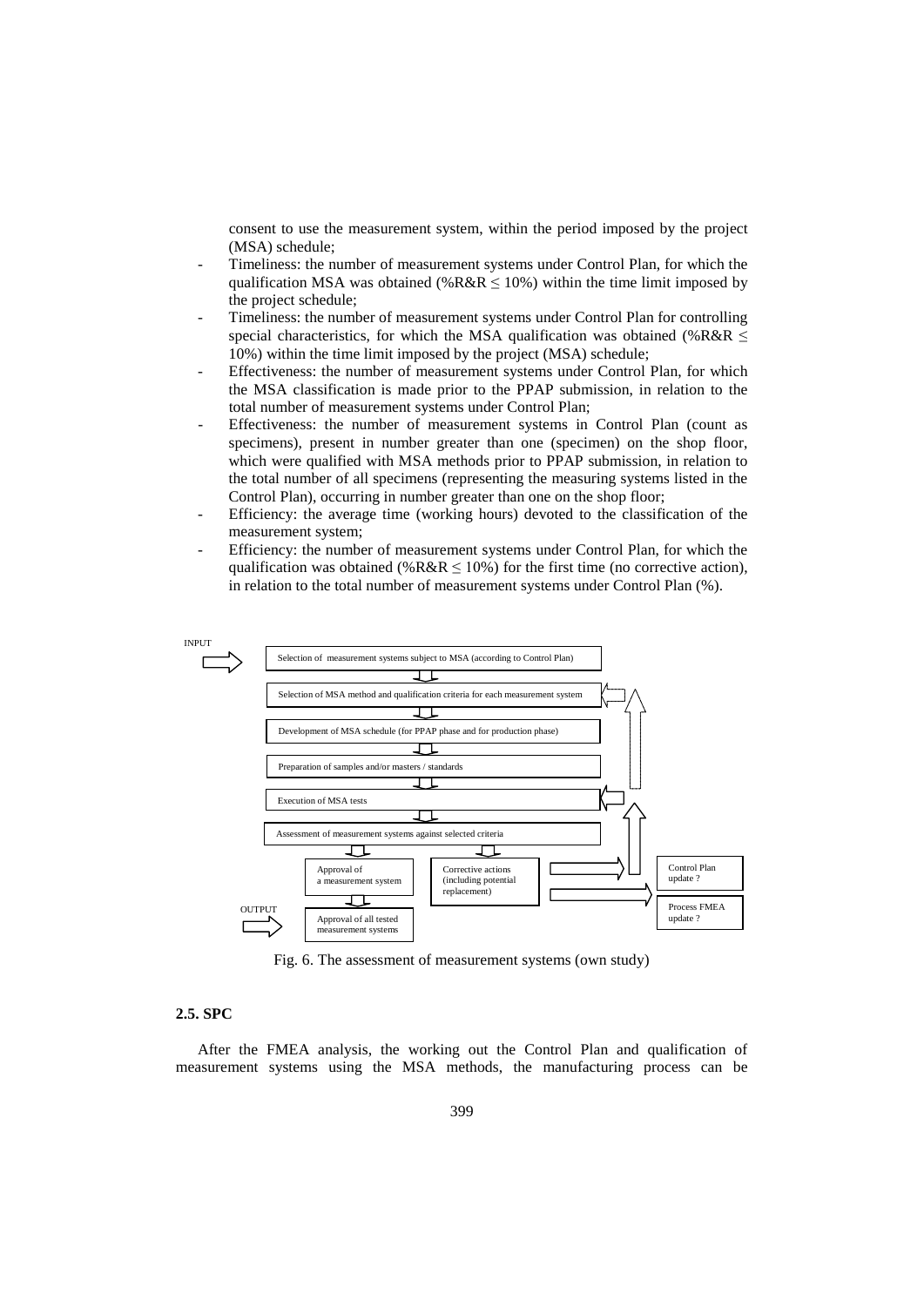consent to use the measurement system, within the period imposed by the project (MSA) schedule;

- Timeliness: the number of measurement systems under Control Plan, for which the qualification MSA was obtained (%R&R $\leq$ 10%) within the time limit imposed by the project schedule;
- Timeliness: the number of measurement systems under Control Plan for controlling special characteristics, for which the MSA qualification was obtained (%R&R $\leq$ 10%) within the time limit imposed by the project (MSA) schedule;
- Effectiveness: the number of measurement systems under Control Plan, for which the MSA classification is made prior to the PPAP submission, in relation to the total number of measurement systems under Control Plan;
- Effectiveness: the number of measurement systems in Control Plan (count as specimens), present in number greater than one (specimen) on the shop floor, which were qualified with MSA methods prior to PPAP submission, in relation to the total number of all specimens (representing the measuring systems listed in the Control Plan), occurring in number greater than one on the shop floor;
- Efficiency: the average time (working hours) devoted to the classification of the measurement system;
- Efficiency: the number of measurement systems under Control Plan, for which the qualification was obtained (%R&R $\leq$ 10%) for the first time (no corrective action), in relation to the total number of measurement systems under Control Plan (%).

INPUT

- Selection of measurement systems subject to MSA (according to Control Plan)
- Selection of MSA method and qualification criteria for each measurement system
- Development of MSA schedule (for PPAP phase and for production phase)
- Preparation of samples and/or masters / standards
- Execution of MSA tests
- Assessment of measurement systems against selected criteria
- Approval of a measurement system → Approval of all tested measurement systems (OUTPUT)
- Corrective actions (including potential replacement) → Control Plan update ? / Process FMEA update ?

Fig. 6. The assessment of measurement systems (own study)

### 2.5. SPC

After the FMEA analysis, the working out the Control Plan and qualification of measurement systems using the MSA methods, the manufacturing process can be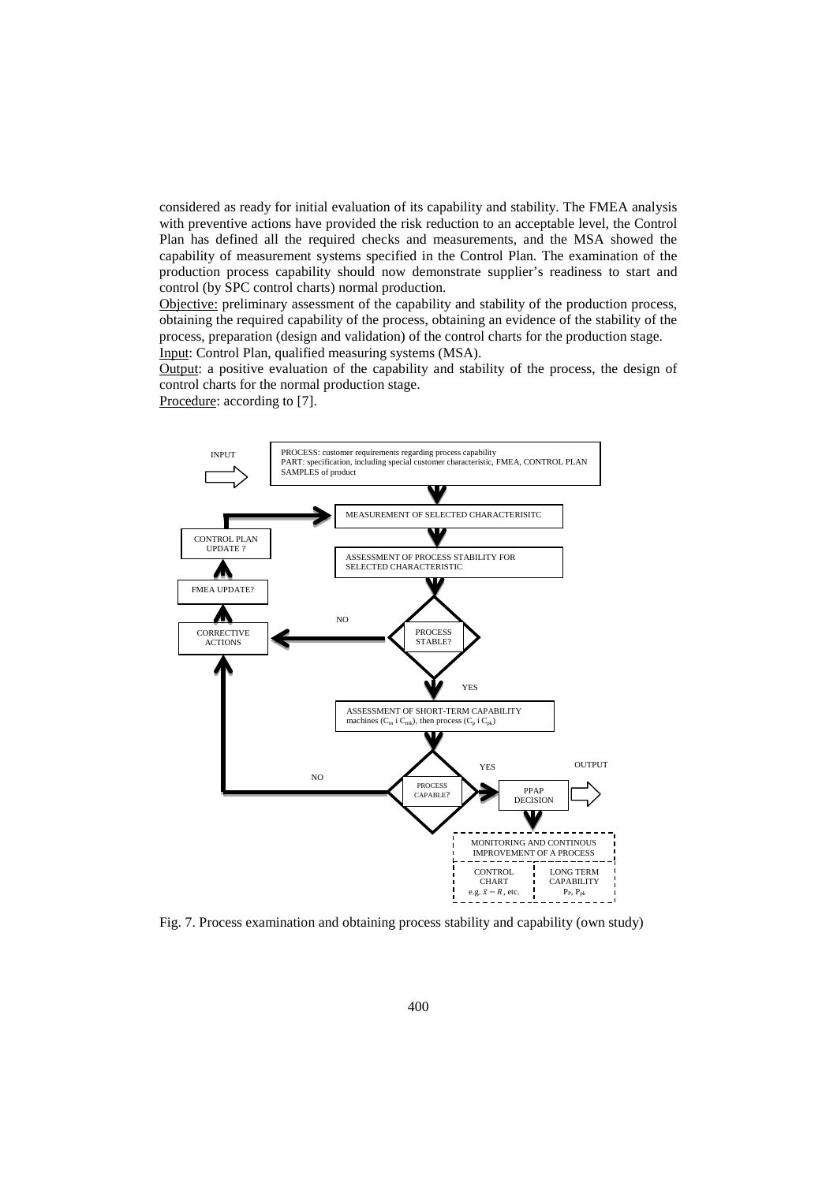considered as ready for initial evaluation of its capability and stability. The FMEA analysis with preventive actions have provided the risk reduction to an acceptable level, the Control Plan has defined all the required checks and measurements, and the MSA showed the capability of measurement systems specified in the Control Plan. The examination of the production process capability should now demonstrate supplier's readiness to start and control (by SPC control charts) normal production.

Objective: preliminary assessment of the capability and stability of the production process, obtaining the required capability of the process, obtaining an evidence of the stability of the process, preparation (design and validation) of the control charts for the production stage.

Input: Control Plan, qualified measuring systems (MSA).

Output: a positive evaluation of the capability and stability of the process, the design of control charts for the normal production stage.

Procedure: according to [7].

INPUT

PROCESS: customer requirements regarding process capability
PART: specification, including special customer characteristic, FMEA, CONTROL PLAN
SAMPLES of product

MEASUREMENT OF SELECTED CHARACTERISITC

CONTROL PLAN UPDATE ?

ASSESSMENT OF PROCESS STABILITY FOR SELECTED CHARACTERISTIC

FMEA UPDATE?

NO

CORRECTIVE ACTIONS

PROCESS STABLE?

YES

ASSESSMENT OF SHORT-TERM CAPABILITY machines ($C_m$ i $C_{mk}$), then process ($C_p$ i $C_{pk}$)

NO

YES

OUTPUT

PROCESS CAPABLE?

PPAP DECISION

MONITORING AND CONTINOUS IMPROVEMENT OF A PROCESS

CONTROL CHART e.g. $\bar{x} - R$, etc.

LONG TERM CAPABILITY $P_P$, $P_{pk}$

Fig. 7. Process examination and obtaining process stability and capability (own study)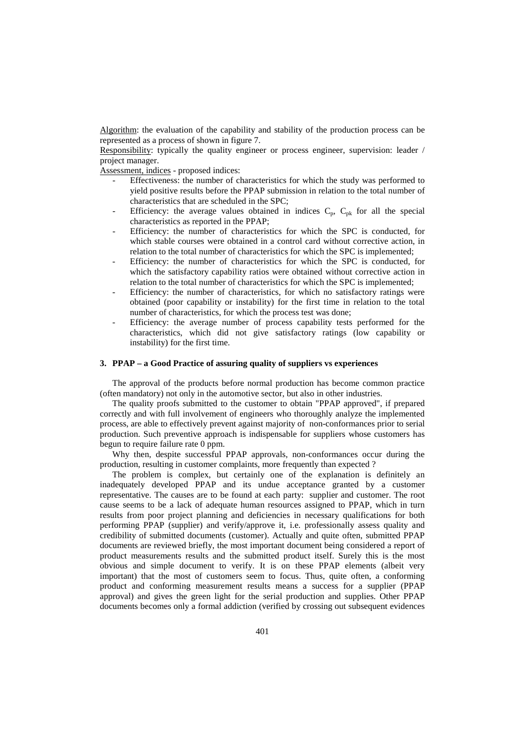Algorithm: the evaluation of the capability and stability of the production process can be represented as a process of shown in figure 7.

Responsibility: typically the quality engineer or process engineer, supervision: leader / project manager.

Assessment, indices - proposed indices:

- Effectiveness: the number of characteristics for which the study was performed to yield positive results before the PPAP submission in relation to the total number of characteristics that are scheduled in the SPC;
- Efficiency: the average values obtained in indices $C_p$, $C_{pk}$ for all the special characteristics as reported in the PPAP;
- Efficiency: the number of characteristics for which the SPC is conducted, for which stable courses were obtained in a control card without corrective action, in relation to the total number of characteristics for which the SPC is implemented;
- Efficiency: the number of characteristics for which the SPC is conducted, for which the satisfactory capability ratios were obtained without corrective action in relation to the total number of characteristics for which the SPC is implemented;
- Efficiency: the number of characteristics, for which no satisfactory ratings were obtained (poor capability or instability) for the first time in relation to the total number of characteristics, for which the process test was done;
- Efficiency: the average number of process capability tests performed for the characteristics, which did not give satisfactory ratings (low capability or instability) for the first time.

## 3. PPAP – a Good Practice of assuring quality of suppliers vs experiences

The approval of the products before normal production has become common practice (often mandatory) not only in the automotive sector, but also in other industries.

The quality proofs submitted to the customer to obtain "PPAP approved", if prepared correctly and with full involvement of engineers who thoroughly analyze the implemented process, are able to effectively prevent against majority of non-conformances prior to serial production. Such preventive approach is indispensable for suppliers whose customers has begun to require failure rate 0 ppm.

Why then, despite successful PPAP approvals, non-conformances occur during the production, resulting in customer complaints, more frequently than expected ?

The problem is complex, but certainly one of the explanation is definitely an inadequately developed PPAP and its undue acceptance granted by a customer representative. The causes are to be found at each party: supplier and customer. The root cause seems to be a lack of adequate human resources assigned to PPAP, which in turn results from poor project planning and deficiencies in necessary qualifications for both performing PPAP (supplier) and verify/approve it, i.e. professionally assess quality and credibility of submitted documents (customer). Actually and quite often, submitted PPAP documents are reviewed briefly, the most important document being considered a report of product measurements results and the submitted product itself. Surely this is the most obvious and simple document to verify. It is on these PPAP elements (albeit very important) that the most of customers seem to focus. Thus, quite often, a conforming product and conforming measurement results means a success for a supplier (PPAP approval) and gives the green light for the serial production and supplies. Other PPAP documents becomes only a formal addiction (verified by crossing out subsequent evidences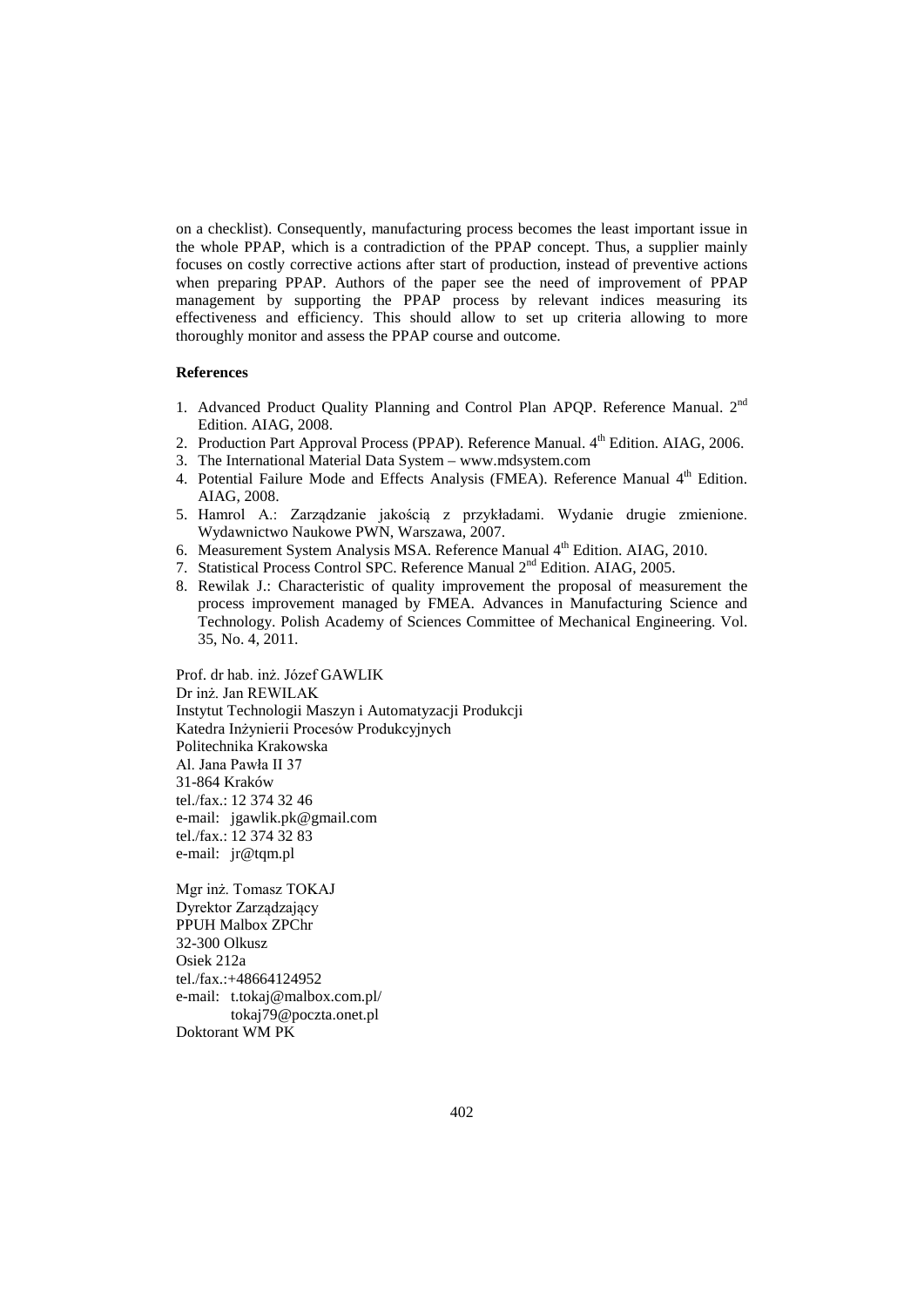on a checklist). Consequently, manufacturing process becomes the least important issue in the whole PPAP, which is a contradiction of the PPAP concept. Thus, a supplier mainly focuses on costly corrective actions after start of production, instead of preventive actions when preparing PPAP. Authors of the paper see the need of improvement of PPAP management by supporting the PPAP process by relevant indices measuring its effectiveness and efficiency. This should allow to set up criteria allowing to more thoroughly monitor and assess the PPAP course and outcome.

## References

1. Advanced Product Quality Planning and Control Plan APQP. Reference Manual. 2nd Edition. AIAG, 2008.
2. Production Part Approval Process (PPAP). Reference Manual. 4th Edition. AIAG, 2006.
3. The International Material Data System – www.mdsystem.com
4. Potential Failure Mode and Effects Analysis (FMEA). Reference Manual 4th Edition. AIAG, 2008.
5. Hamrol A.: Zarządzanie jakością z przykładami. Wydanie drugie zmienione. Wydawnictwo Naukowe PWN, Warszawa, 2007.
6. Measurement System Analysis MSA. Reference Manual 4th Edition. AIAG, 2010.
7. Statistical Process Control SPC. Reference Manual 2nd Edition. AIAG, 2005.
8. Rewilak J.: Characteristic of quality improvement the proposal of measurement the process improvement managed by FMEA. Advances in Manufacturing Science and Technology. Polish Academy of Sciences Committee of Mechanical Engineering. Vol. 35, No. 4, 2011.

Prof. dr hab. inż. Józef GAWLIK
Dr inż. Jan REWILAK
Instytut Technologii Maszyn i Automatyzacji Produkcji
Katedra Inżynierii Procesów Produkcyjnych
Politechnika Krakowska
Al. Jana Pawła II 37
31-864 Kraków
tel./fax.: 12 374 32 46
e-mail: jgawlik.pk@gmail.com
tel./fax.: 12 374 32 83
e-mail: jr@tqm.pl

Mgr inż. Tomasz TOKAJ
Dyrektor Zarządzający
PPUH Malbox ZPChr
32-300 Olkusz
Osiek 212a
tel./fax.:+48664124952
e-mail: t.tokaj@malbox.com.pl/
tokaj79@poczta.onet.pl
Doktorant WM PK